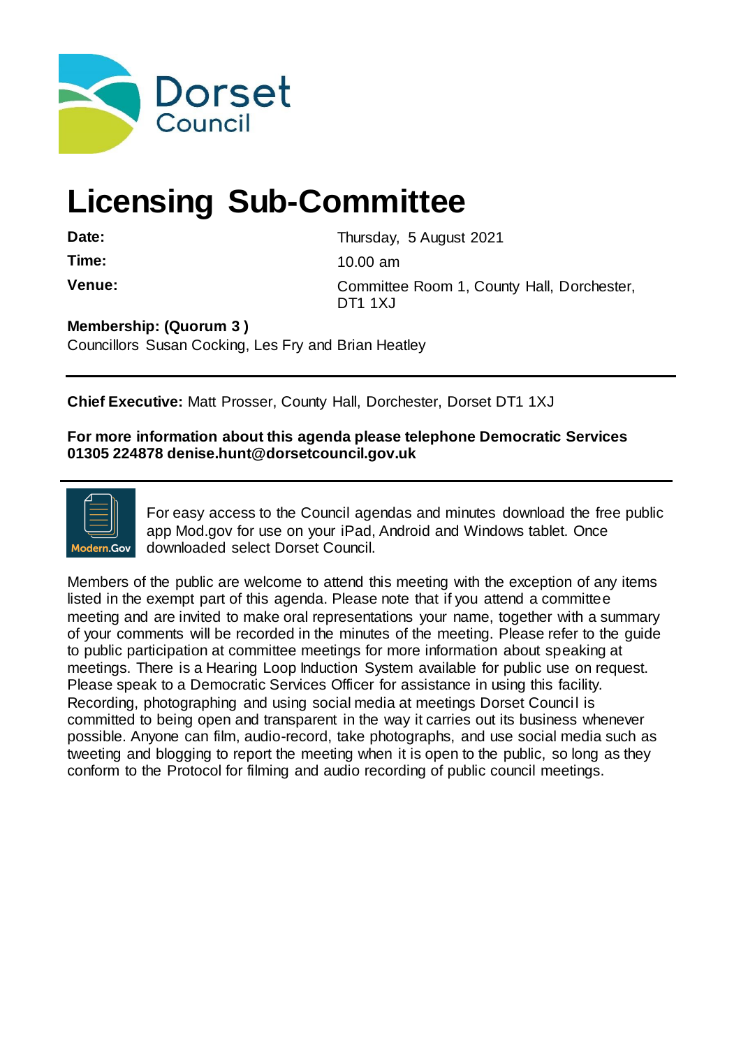Dorset Council

# Licensing Sub-Committee

| | |
|---|---|
| **Date:** | Thursday, 5 August 2021 |
| **Time:** | 10.00 am |
| **Venue:** | Committee Room 1, County Hall, Dorchester, DT1 1XJ |

**Membership: (Quorum 3 )**
Councillors Susan Cocking, Les Fry and Brian Heatley

---

**Chief Executive:** Matt Prosser, County Hall, Dorchester, Dorset DT1 1XJ

**For more information about this agenda please telephone Democratic Services 01305 224878 denise.hunt@dorsetcouncil.gov.uk**

---

For easy access to the Council agendas and minutes download the free public app Mod.gov for use on your iPad, Android and Windows tablet. Once downloaded select Dorset Council.

Members of the public are welcome to attend this meeting with the exception of any items listed in the exempt part of this agenda. Please note that if you attend a committee meeting and are invited to make oral representations your name, together with a summary of your comments will be recorded in the minutes of the meeting. Please refer to the guide to public participation at committee meetings for more information about speaking at meetings. There is a Hearing Loop Induction System available for public use on request. Please speak to a Democratic Services Officer for assistance in using this facility.
Recording, photographing and using social media at meetings Dorset Council is committed to being open and transparent in the way it carries out its business whenever possible. Anyone can film, audio-record, take photographs, and use social media such as tweeting and blogging to report the meeting when it is open to the public, so long as they conform to the Protocol for filming and audio recording of public council meetings.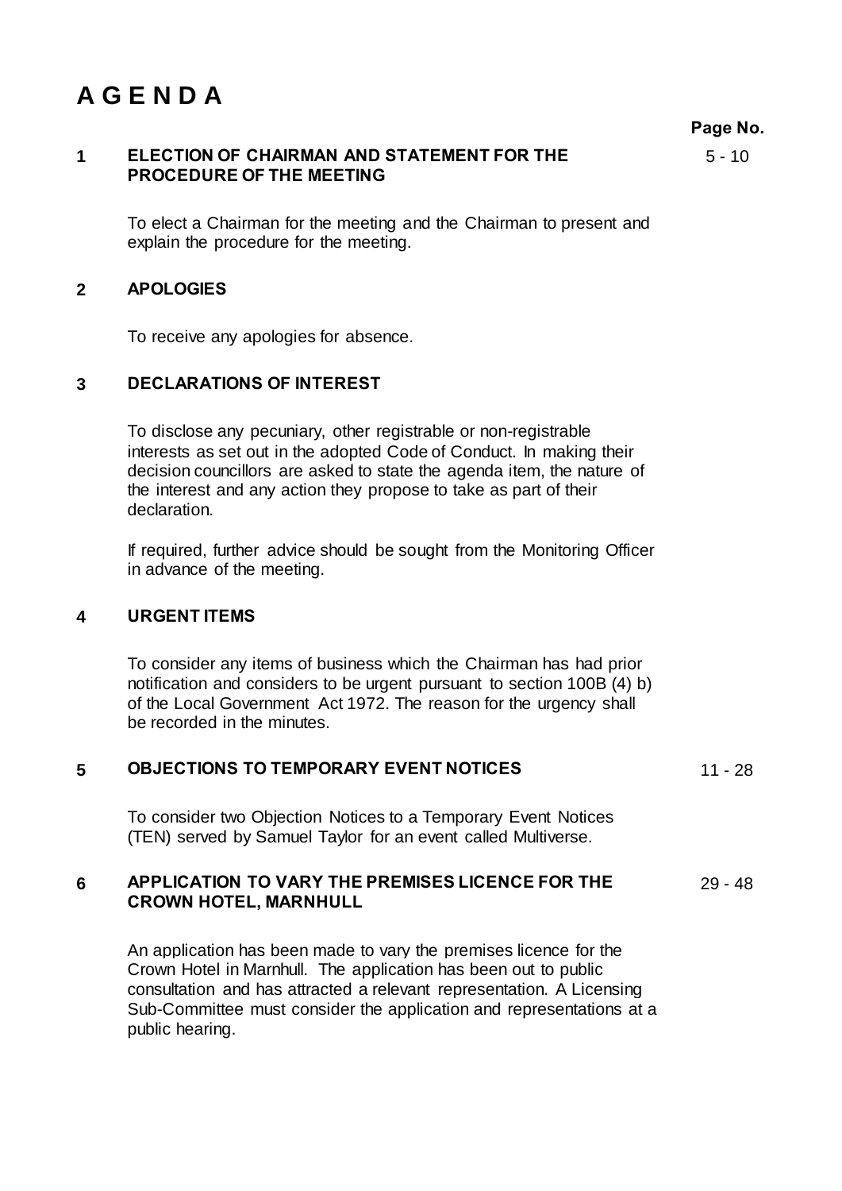# A G E N D A

| | | Page No. |
|---|---|---|
| **1** | **ELECTION OF CHAIRMAN AND STATEMENT FOR THE PROCEDURE OF THE MEETING** | 5 - 10 |

To elect a Chairman for the meeting and the Chairman to present and explain the procedure for the meeting.

**2 APOLOGIES**

To receive any apologies for absence.

**3 DECLARATIONS OF INTEREST**

To disclose any pecuniary, other registrable or non-registrable interests as set out in the adopted Code of Conduct. In making their decision councillors are asked to state the agenda item, the nature of the interest and any action they propose to take as part of their declaration.

If required, further advice should be sought from the Monitoring Officer in advance of the meeting.

**4 URGENT ITEMS**

To consider any items of business which the Chairman has had prior notification and considers to be urgent pursuant to section 100B (4) b) of the Local Government Act 1972. The reason for the urgency shall be recorded in the minutes.

**5 OBJECTIONS TO TEMPORARY EVENT NOTICES** — 11 - 28

To consider two Objection Notices to a Temporary Event Notices (TEN) served by Samuel Taylor for an event called Multiverse.

**6 APPLICATION TO VARY THE PREMISES LICENCE FOR THE CROWN HOTEL, MARNHULL** — 29 - 48

An application has been made to vary the premises licence for the Crown Hotel in Marnhull. The application has been out to public consultation and has attracted a relevant representation. A Licensing Sub-Committee must consider the application and representations at a public hearing.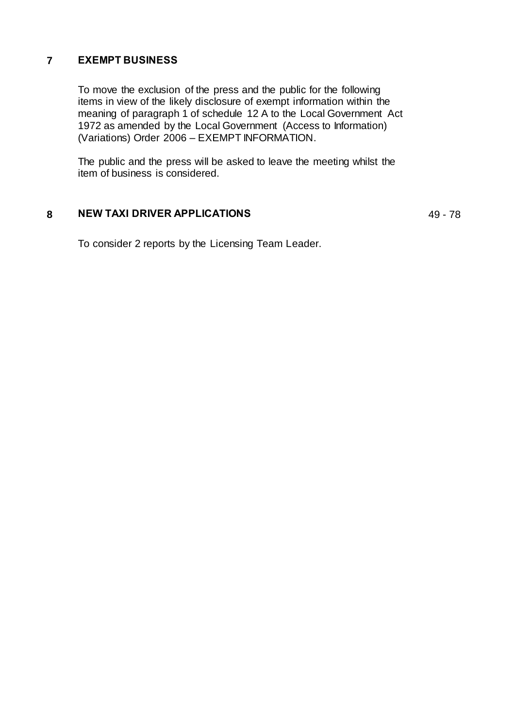## 7 EXEMPT BUSINESS

To move the exclusion of the press and the public for the following items in view of the likely disclosure of exempt information within the meaning of paragraph 1 of schedule 12 A to the Local Government Act 1972 as amended by the Local Government (Access to Information) (Variations) Order 2006 – EXEMPT INFORMATION.

The public and the press will be asked to leave the meeting whilst the item of business is considered.

## 8 NEW TAXI DRIVER APPLICATIONS 49 - 78

To consider 2 reports by the Licensing Team Leader.